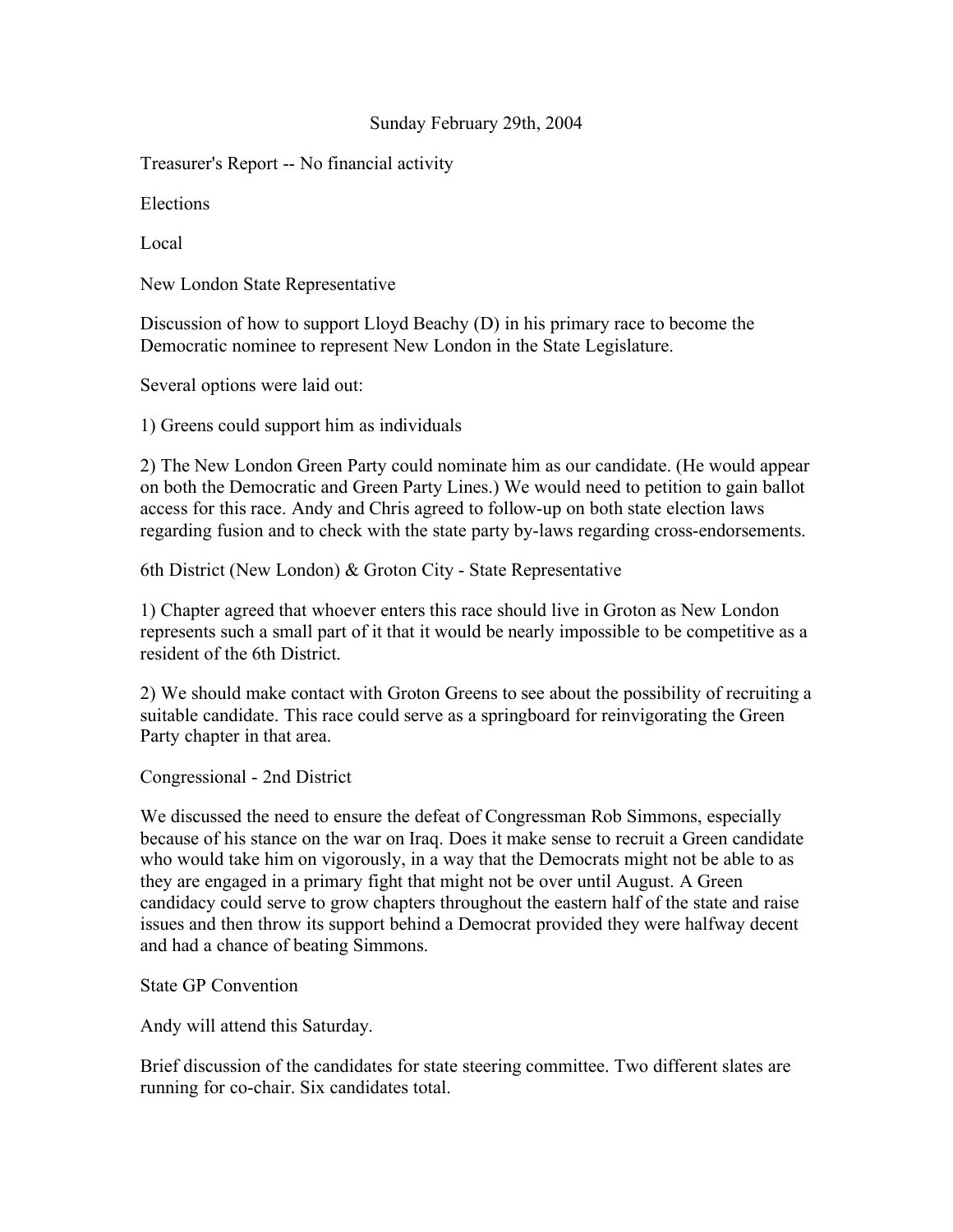Sunday February 29th, 2004

Treasurer's Report -- No financial activity

Elections

Local

New London State Representative

Discussion of how to support Lloyd Beachy (D) in his primary race to become the Democratic nominee to represent New London in the State Legislature.

Several options were laid out:

1) Greens could support him as individuals

2) The New London Green Party could nominate him as our candidate. (He would appear on both the Democratic and Green Party Lines.) We would need to petition to gain ballot access for this race. Andy and Chris agreed to follow-up on both state election laws regarding fusion and to check with the state party by-laws regarding cross-endorsements.

6th District (New London) & Groton City - State Representative

1) Chapter agreed that whoever enters this race should live in Groton as New London represents such a small part of it that it would be nearly impossible to be competitive as a resident of the 6th District.

2) We should make contact with Groton Greens to see about the possibility of recruiting a suitable candidate. This race could serve as a springboard for reinvigorating the Green Party chapter in that area.

Congressional - 2nd District

We discussed the need to ensure the defeat of Congressman Rob Simmons, especially because of his stance on the war on Iraq. Does it make sense to recruit a Green candidate who would take him on vigorously, in a way that the Democrats might not be able to as they are engaged in a primary fight that might not be over until August. A Green candidacy could serve to grow chapters throughout the eastern half of the state and raise issues and then throw its support behind a Democrat provided they were halfway decent and had a chance of beating Simmons.

State GP Convention

Andy will attend this Saturday.

Brief discussion of the candidates for state steering committee. Two different slates are running for co-chair. Six candidates total.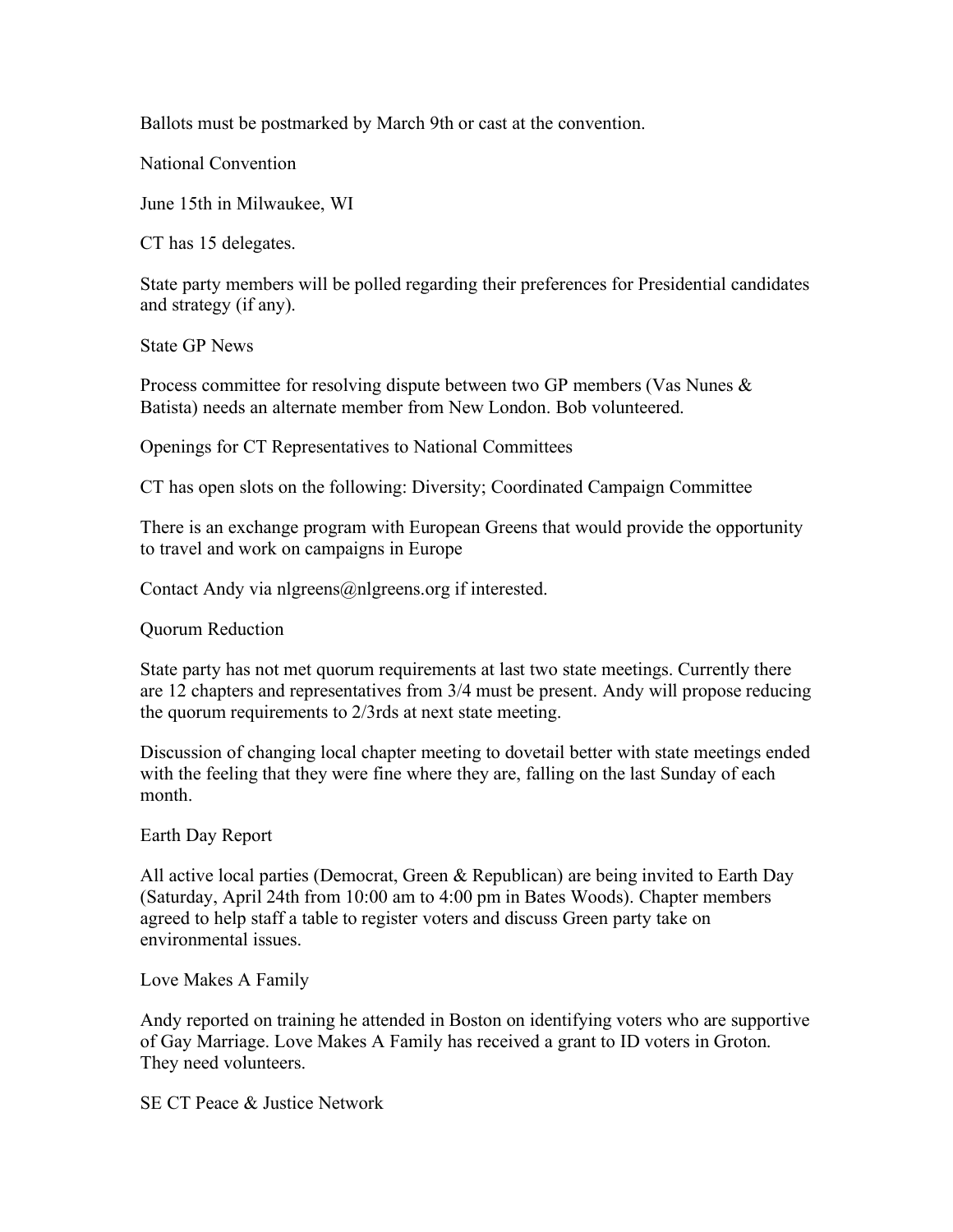Ballots must be postmarked by March 9th or cast at the convention.

## National Convention

June 15th in Milwaukee, WI

CT has 15 delegates.

State party members will be polled regarding their preferences for Presidential candidates and strategy (if any).

## State GP News

Process committee for resolving dispute between two GP members (Vas Nunes & Batista) needs an alternate member from New London. Bob volunteered.

## Openings for CT Representatives to National Committees

CT has open slots on the following: Diversity; Coordinated Campaign Committee

There is an exchange program with European Greens that would provide the opportunity to travel and work on campaigns in Europe

Contact Andy via nlgreens@nlgreens.org if interested.

## Quorum Reduction

State party has not met quorum requirements at last two state meetings. Currently there are 12 chapters and representatives from 3/4 must be present. Andy will propose reducing the quorum requirements to 2/3rds at next state meeting.

Discussion of changing local chapter meeting to dovetail better with state meetings ended with the feeling that they were fine where they are, falling on the last Sunday of each month.

## Earth Day Report

All active local parties (Democrat, Green & Republican) are being invited to Earth Day (Saturday, April 24th from 10:00 am to 4:00 pm in Bates Woods). Chapter members agreed to help staff a table to register voters and discuss Green party take on environmental issues.

## Love Makes A Family

Andy reported on training he attended in Boston on identifying voters who are supportive of Gay Marriage. Love Makes A Family has received a grant to ID voters in Groton. They need volunteers.

## SE CT Peace & Justice Network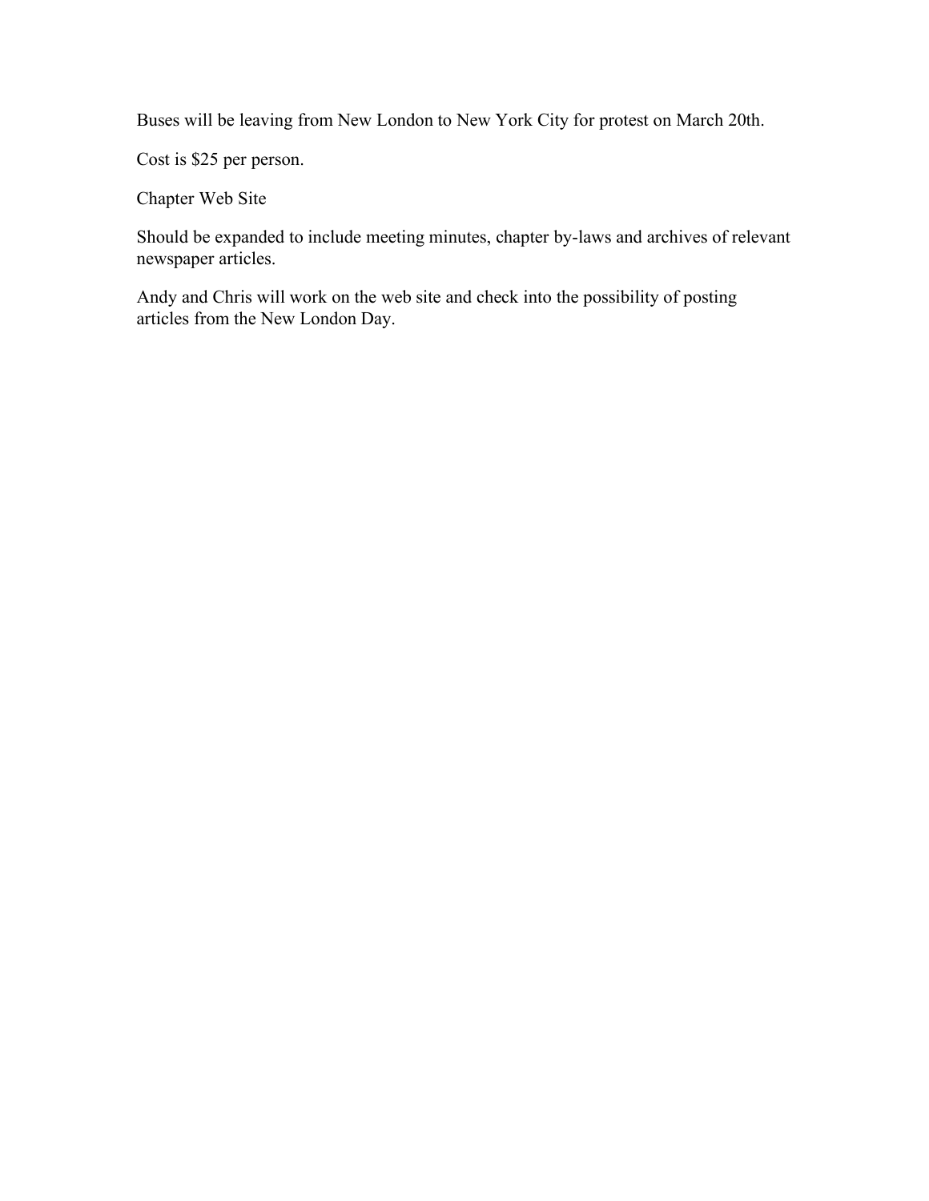Buses will be leaving from New London to New York City for protest on March 20th.

Cost is $25 per person.

Chapter Web Site

Should be expanded to include meeting minutes, chapter by-laws and archives of relevant newspaper articles.

Andy and Chris will work on the web site and check into the possibility of posting articles from the New London Day.